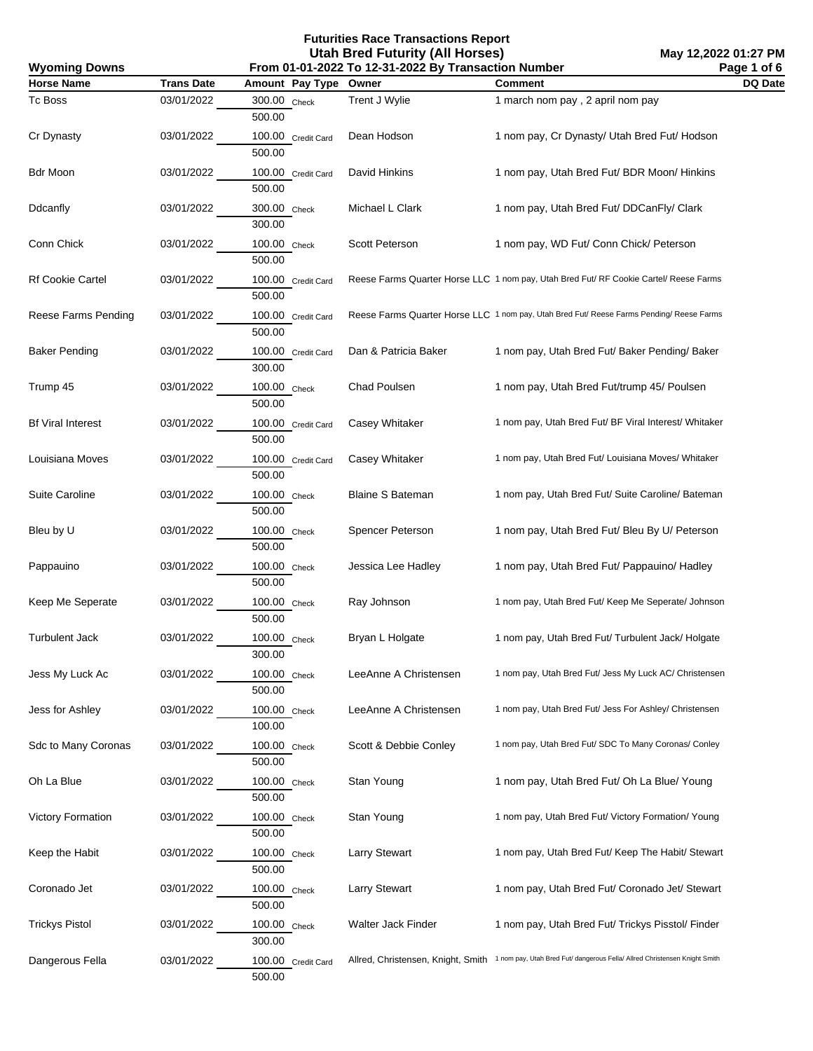# Futurities Race Transactions Report

## Utah Bred Futurity (All Horses)

**Wyoming Downs** — From 01-01-2022 To 12-31-2022 By Transaction Number — May 12,2022 01:27 PM

| Horse Name | Trans Date | Amount | Pay Type | Owner | Comment | DQ Date |
|---|---|---|---|---|---|---|
| Tc Boss | 03/01/2022 | 300.00<br>500.00 | Check | Trent J Wylie | 1 march nom pay , 2 april nom pay | |
| Cr Dynasty | 03/01/2022 | 100.00<br>500.00 | Credit Card | Dean Hodson | 1 nom pay, Cr Dynasty/ Utah Bred Fut/ Hodson | |
| Bdr Moon | 03/01/2022 | 100.00<br>500.00 | Credit Card | David Hinkins | 1 nom pay, Utah Bred Fut/ BDR Moon/ Hinkins | |
| Ddcanfly | 03/01/2022 | 300.00<br>300.00 | Check | Michael L Clark | 1 nom pay, Utah Bred Fut/ DDCanFly/ Clark | |
| Conn Chick | 03/01/2022 | 100.00<br>500.00 | Check | Scott Peterson | 1 nom pay, WD Fut/ Conn Chick/ Peterson | |
| Rf Cookie Cartel | 03/01/2022 | 100.00<br>500.00 | Credit Card | Reese Farms Quarter Horse LLC | 1 nom pay, Utah Bred Fut/ RF Cookie Cartel/ Reese Farms | |
| Reese Farms Pending | 03/01/2022 | 100.00<br>500.00 | Credit Card | Reese Farms Quarter Horse LLC | 1 nom pay, Utah Bred Fut/ Reese Farms Pending/ Reese Farms | |
| Baker Pending | 03/01/2022 | 100.00<br>300.00 | Credit Card | Dan & Patricia Baker | 1 nom pay, Utah Bred Fut/ Baker Pending/ Baker | |
| Trump 45 | 03/01/2022 | 100.00<br>500.00 | Check | Chad Poulsen | 1 nom pay, Utah Bred Fut/trump 45/ Poulsen | |
| Bf Viral Interest | 03/01/2022 | 100.00<br>500.00 | Credit Card | Casey Whitaker | 1 nom pay, Utah Bred Fut/ BF Viral Interest/ Whitaker | |
| Louisiana Moves | 03/01/2022 | 100.00<br>500.00 | Credit Card | Casey Whitaker | 1 nom pay, Utah Bred Fut/ Louisiana Moves/ Whitaker | |
| Suite Caroline | 03/01/2022 | 100.00<br>500.00 | Check | Blaine S Bateman | 1 nom pay, Utah Bred Fut/ Suite Caroline/ Bateman | |
| Bleu by U | 03/01/2022 | 100.00<br>500.00 | Check | Spencer Peterson | 1 nom pay, Utah Bred Fut/ Bleu By U/ Peterson | |
| Pappauino | 03/01/2022 | 100.00<br>500.00 | Check | Jessica Lee Hadley | 1 nom pay, Utah Bred Fut/ Pappauino/ Hadley | |
| Keep Me Seperate | 03/01/2022 | 100.00<br>500.00 | Check | Ray Johnson | 1 nom pay, Utah Bred Fut/ Keep Me Seperate/ Johnson | |
| Turbulent Jack | 03/01/2022 | 100.00<br>300.00 | Check | Bryan L Holgate | 1 nom pay, Utah Bred Fut/ Turbulent Jack/ Holgate | |
| Jess My Luck Ac | 03/01/2022 | 100.00<br>500.00 | Check | LeeAnne A Christensen | 1 nom pay, Utah Bred Fut/ Jess My Luck AC/ Christensen | |
| Jess for Ashley | 03/01/2022 | 100.00<br>100.00 | Check | LeeAnne A Christensen | 1 nom pay, Utah Bred Fut/ Jess For Ashley/ Christensen | |
| Sdc to Many Coronas | 03/01/2022 | 100.00<br>500.00 | Check | Scott & Debbie Conley | 1 nom pay, Utah Bred Fut/ SDC To Many Coronas/ Conley | |
| Oh La Blue | 03/01/2022 | 100.00<br>500.00 | Check | Stan Young | 1 nom pay, Utah Bred Fut/ Oh La Blue/ Young | |
| Victory Formation | 03/01/2022 | 100.00<br>500.00 | Check | Stan Young | 1 nom pay, Utah Bred Fut/ Victory Formation/ Young | |
| Keep the Habit | 03/01/2022 | 100.00<br>500.00 | Check | Larry Stewart | 1 nom pay, Utah Bred Fut/ Keep The Habit/ Stewart | |
| Coronado Jet | 03/01/2022 | 100.00<br>500.00 | Check | Larry Stewart | 1 nom pay, Utah Bred Fut/ Coronado Jet/ Stewart | |
| Trickys Pistol | 03/01/2022 | 100.00<br>300.00 | Check | Walter Jack Finder | 1 nom pay, Utah Bred Fut/ Trickys Pisstol/ Finder | |
| Dangerous Fella | 03/01/2022 | 100.00<br>500.00 | Credit Card | Allred, Christensen, Knight, Smith | 1 nom pay, Utah Bred Fut/ dangerous Fella/ Allred Christensen Knight Smith | |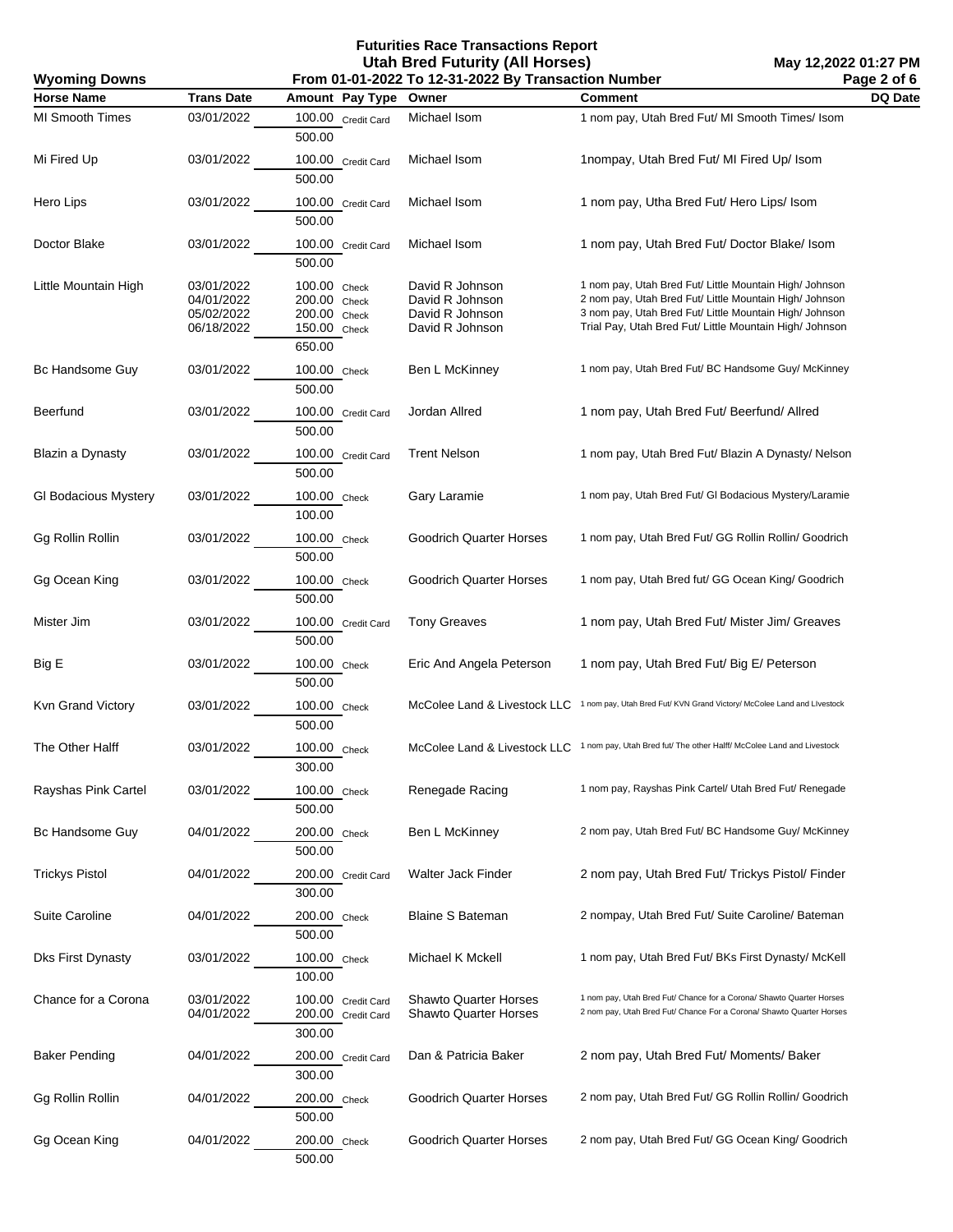# Futurities Race Transactions Report
## Utah Bred Futurity (All Horses)
### From 01-01-2022 To 12-31-2022 By Transaction Number

Wyoming Downs — May 12,2022 01:27 PM

| Horse Name | Trans Date | Amount | Pay Type | Owner | Comment | DQ Date |
|---|---|---|---|---|---|---|
| MI Smooth Times | 03/01/2022 | 100.00 | Credit Card | Michael Isom | 1 nom pay, Utah Bred Fut/ MI Smooth Times/ Isom | |
| | | 500.00 | | | | |
| Mi Fired Up | 03/01/2022 | 100.00 | Credit Card | Michael Isom | 1nompay, Utah Bred Fut/ MI Fired Up/ Isom | |
| | | 500.00 | | | | |
| Hero Lips | 03/01/2022 | 100.00 | Credit Card | Michael Isom | 1 nom pay, Utha Bred Fut/ Hero Lips/ Isom | |
| | | 500.00 | | | | |
| Doctor Blake | 03/01/2022 | 100.00 | Credit Card | Michael Isom | 1 nom pay, Utah Bred Fut/ Doctor Blake/ Isom | |
| | | 500.00 | | | | |
| Little Mountain High | 03/01/2022 | 100.00 | Check | David R Johnson | 1 nom pay, Utah Bred Fut/ Little Mountain High/ Johnson | |
| | 04/01/2022 | 200.00 | Check | David R Johnson | 2 nom pay, Utah Bred Fut/ Little Mountain High/ Johnson | |
| | 05/02/2022 | 200.00 | Check | David R Johnson | 3 nom pay, Utah Bred Fut/ Little Mountain High/ Johnson | |
| | 06/18/2022 | 150.00 | Check | David R Johnson | Trial Pay, Utah Bred Fut/ Little Mountain High/ Johnson | |
| | | 650.00 | | | | |
| Bc Handsome Guy | 03/01/2022 | 100.00 | Check | Ben L McKinney | 1 nom pay, Utah Bred Fut/ BC Handsome Guy/ McKinney | |
| | | 500.00 | | | | |
| Beerfund | 03/01/2022 | 100.00 | Credit Card | Jordan Allred | 1 nom pay, Utah Bred Fut/ Beerfund/ Allred | |
| | | 500.00 | | | | |
| Blazin a Dynasty | 03/01/2022 | 100.00 | Credit Card | Trent Nelson | 1 nom pay, Utah Bred Fut/ Blazin A Dynasty/ Nelson | |
| | | 500.00 | | | | |
| Gl Bodacious Mystery | 03/01/2022 | 100.00 | Check | Gary Laramie | 1 nom pay, Utah Bred Fut/ Gl Bodacious Mystery/Laramie | |
| | | 100.00 | | | | |
| Gg Rollin Rollin | 03/01/2022 | 100.00 | Check | Goodrich Quarter Horses | 1 nom pay, Utah Bred Fut/ GG Rollin Rollin/ Goodrich | |
| | | 500.00 | | | | |
| Gg Ocean King | 03/01/2022 | 100.00 | Check | Goodrich Quarter Horses | 1 nom pay, Utah Bred fut/ GG Ocean King/ Goodrich | |
| | | 500.00 | | | | |
| Mister Jim | 03/01/2022 | 100.00 | Credit Card | Tony Greaves | 1 nom pay, Utah Bred Fut/ Mister Jim/ Greaves | |
| | | 500.00 | | | | |
| Big E | 03/01/2022 | 100.00 | Check | Eric And Angela Peterson | 1 nom pay, Utah Bred Fut/ Big E/ Peterson | |
| | | 500.00 | | | | |
| Kvn Grand Victory | 03/01/2022 | 100.00 | Check | McColee Land & Livestock LLC | 1 nom pay, Utah Bred Fut/ KVN Grand Victory/ McColee Land and LIvestock | |
| | | 500.00 | | | | |
| The Other Halff | 03/01/2022 | 100.00 | Check | McColee Land & Livestock LLC | 1 nom pay, Utah Bred fut/ The other Halff/ McColee Land and Livestock | |
| | | 300.00 | | | | |
| Rayshas Pink Cartel | 03/01/2022 | 100.00 | Check | Renegade Racing | 1 nom pay, Rayshas Pink Cartel/ Utah Bred Fut/ Renegade | |
| | | 500.00 | | | | |
| Bc Handsome Guy | 04/01/2022 | 200.00 | Check | Ben L McKinney | 2 nom pay, Utah Bred Fut/ BC Handsome Guy/ McKinney | |
| | | 500.00 | | | | |
| Trickys Pistol | 04/01/2022 | 200.00 | Credit Card | Walter Jack Finder | 2 nom pay, Utah Bred Fut/ Trickys Pistol/ Finder | |
| | | 300.00 | | | | |
| Suite Caroline | 04/01/2022 | 200.00 | Check | Blaine S Bateman | 2 nompay, Utah Bred Fut/ Suite Caroline/ Bateman | |
| | | 500.00 | | | | |
| Dks First Dynasty | 03/01/2022 | 100.00 | Check | Michael K Mckell | 1 nom pay, Utah Bred Fut/ BKs First Dynasty/ McKell | |
| | | 100.00 | | | | |
| Chance for a Corona | 03/01/2022 | 100.00 | Credit Card | Shawto Quarter Horses | 1 nom pay, Utah Bred Fut/ Chance for a Corona/ Shawto Quarter Horses | |
| | 04/01/2022 | 200.00 | Credit Card | Shawto Quarter Horses | 2 nom pay, Utah Bred Fut/ Chance For a Corona/ Shawto Quarter Horses | |
| | | 300.00 | | | | |
| Baker Pending | 04/01/2022 | 200.00 | Credit Card | Dan & Patricia Baker | 2 nom pay, Utah Bred Fut/ Moments/ Baker | |
| | | 300.00 | | | | |
| Gg Rollin Rollin | 04/01/2022 | 200.00 | Check | Goodrich Quarter Horses | 2 nom pay, Utah Bred Fut/ GG Rollin Rollin/ Goodrich | |
| | | 500.00 | | | | |
| Gg Ocean King | 04/01/2022 | 200.00 | Check | Goodrich Quarter Horses | 2 nom pay, Utah Bred Fut/ GG Ocean King/ Goodrich | |
| | | 500.00 | | | | |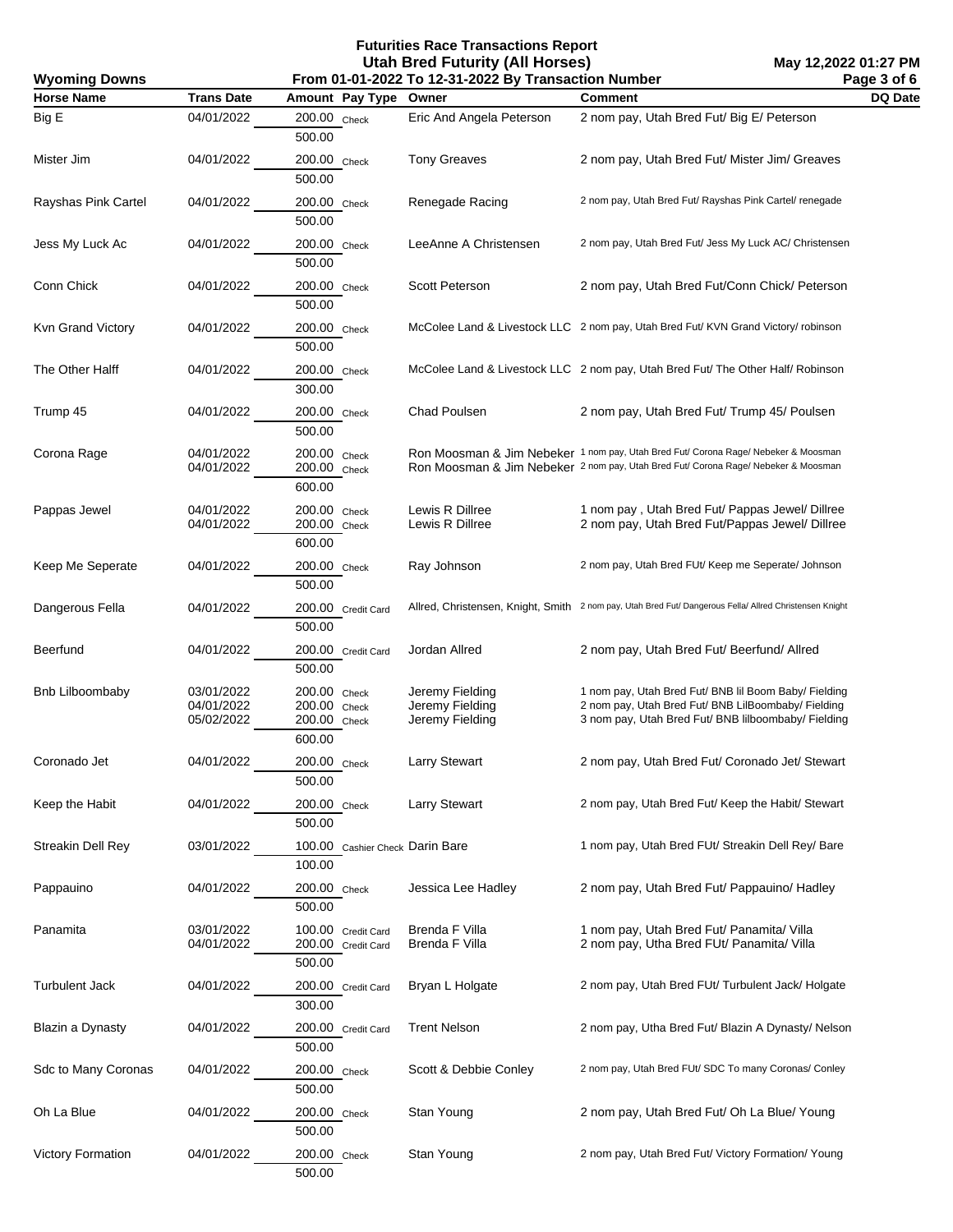# Futurities Race Transactions Report

## Utah Bred Futurity (All Horses)

**Wyoming Downs** — From 01-01-2022 To 12-31-2022 By Transaction Number — May 12,2022 01:27 PM

| Horse Name | Trans Date | Amount | Pay Type | Owner | Comment | DQ Date |
|---|---|---|---|---|---|---|
| Big E | 04/01/2022 | 200.00 | Check | Eric And Angela Peterson | 2 nom pay, Utah Bred Fut/ Big E/ Peterson | |
| | | 500.00 | | | | |
| Mister Jim | 04/01/2022 | 200.00 | Check | Tony Greaves | 2 nom pay, Utah Bred Fut/ Mister Jim/ Greaves | |
| | | 500.00 | | | | |
| Rayshas Pink Cartel | 04/01/2022 | 200.00 | Check | Renegade Racing | 2 nom pay, Utah Bred Fut/ Rayshas Pink Cartel/ renegade | |
| | | 500.00 | | | | |
| Jess My Luck Ac | 04/01/2022 | 200.00 | Check | LeeAnne A Christensen | 2 nom pay, Utah Bred Fut/ Jess My Luck AC/ Christensen | |
| | | 500.00 | | | | |
| Conn Chick | 04/01/2022 | 200.00 | Check | Scott Peterson | 2 nom pay, Utah Bred Fut/Conn Chick/ Peterson | |
| | | 500.00 | | | | |
| Kvn Grand Victory | 04/01/2022 | 200.00 | Check | McColee Land & Livestock LLC | 2 nom pay, Utah Bred Fut/ KVN Grand Victory/ robinson | |
| | | 500.00 | | | | |
| The Other Halff | 04/01/2022 | 200.00 | Check | McColee Land & Livestock LLC | 2 nom pay, Utah Bred Fut/ The Other Half/ Robinson | |
| | | 300.00 | | | | |
| Trump 45 | 04/01/2022 | 200.00 | Check | Chad Poulsen | 2 nom pay, Utah Bred Fut/ Trump 45/ Poulsen | |
| | | 500.00 | | | | |
| Corona Rage | 04/01/2022 | 200.00 | Check | Ron Moosman & Jim Nebeker | 1 nom pay, Utah Bred Fut/ Corona Rage/ Nebeker & Moosman | |
| | 04/01/2022 | 200.00 | Check | Ron Moosman & Jim Nebeker | 2 nom pay, Utah Bred Fut/ Corona Rage/ Nebeker & Moosman | |
| | | 600.00 | | | | |
| Pappas Jewel | 04/01/2022 | 200.00 | Check | Lewis R Dillree | 1 nom pay , Utah Bred Fut/ Pappas Jewel/ Dillree | |
| | 04/01/2022 | 200.00 | Check | Lewis R Dillree | 2 nom pay, Utah Bred Fut/Pappas Jewel/ Dillree | |
| | | 600.00 | | | | |
| Keep Me Seperate | 04/01/2022 | 200.00 | Check | Ray Johnson | 2 nom pay, Utah Bred FUt/ Keep me Seperate/ Johnson | |
| | | 500.00 | | | | |
| Dangerous Fella | 04/01/2022 | 200.00 | Credit Card | Allred, Christensen, Knight, Smith | 2 nom pay, Utah Bred Fut/ Dangerous Fella/ Allred Christensen Knight | |
| | | 500.00 | | | | |
| Beerfund | 04/01/2022 | 200.00 | Credit Card | Jordan Allred | 2 nom pay, Utah Bred Fut/ Beerfund/ Allred | |
| | | 500.00 | | | | |
| Bnb Lilboombaby | 03/01/2022 | 200.00 | Check | Jeremy Fielding | 1 nom pay, Utah Bred Fut/ BNB lil Boom Baby/ Fielding | |
| | 04/01/2022 | 200.00 | Check | Jeremy Fielding | 2 nom pay, Utah Bred Fut/ BNB LilBoombaby/ Fielding | |
| | 05/02/2022 | 200.00 | Check | Jeremy Fielding | 3 nom pay, Utah Bred Fut/ BNB lilboombaby/ Fielding | |
| | | 600.00 | | | | |
| Coronado Jet | 04/01/2022 | 200.00 | Check | Larry Stewart | 2 nom pay, Utah Bred Fut/ Coronado Jet/ Stewart | |
| | | 500.00 | | | | |
| Keep the Habit | 04/01/2022 | 200.00 | Check | Larry Stewart | 2 nom pay, Utah Bred Fut/ Keep the Habit/ Stewart | |
| | | 500.00 | | | | |
| Streakin Dell Rey | 03/01/2022 | 100.00 | Cashier Check | Darin Bare | 1 nom pay, Utah Bred FUt/ Streakin Dell Rey/ Bare | |
| | | 100.00 | | | | |
| Pappauino | 04/01/2022 | 200.00 | Check | Jessica Lee Hadley | 2 nom pay, Utah Bred Fut/ Pappauino/ Hadley | |
| | | 500.00 | | | | |
| Panamita | 03/01/2022 | 100.00 | Credit Card | Brenda F Villa | 1 nom pay, Utah Bred Fut/ Panamita/ Villa | |
| | 04/01/2022 | 200.00 | Credit Card | Brenda F Villa | 2 nom pay, Utha Bred FUt/ Panamita/ Villa | |
| | | 500.00 | | | | |
| Turbulent Jack | 04/01/2022 | 200.00 | Credit Card | Bryan L Holgate | 2 nom pay, Utah Bred FUt/ Turbulent Jack/ Holgate | |
| | | 300.00 | | | | |
| Blazin a Dynasty | 04/01/2022 | 200.00 | Credit Card | Trent Nelson | 2 nom pay, Utha Bred Fut/ Blazin A Dynasty/ Nelson | |
| | | 500.00 | | | | |
| Sdc to Many Coronas | 04/01/2022 | 200.00 | Check | Scott & Debbie Conley | 2 nom pay, Utah Bred FUt/ SDC To many Coronas/ Conley | |
| | | 500.00 | | | | |
| Oh La Blue | 04/01/2022 | 200.00 | Check | Stan Young | 2 nom pay, Utah Bred Fut/ Oh La Blue/ Young | |
| | | 500.00 | | | | |
| Victory Formation | 04/01/2022 | 200.00 | Check | Stan Young | 2 nom pay, Utah Bred Fut/ Victory Formation/ Young | |
| | | 500.00 | | | | |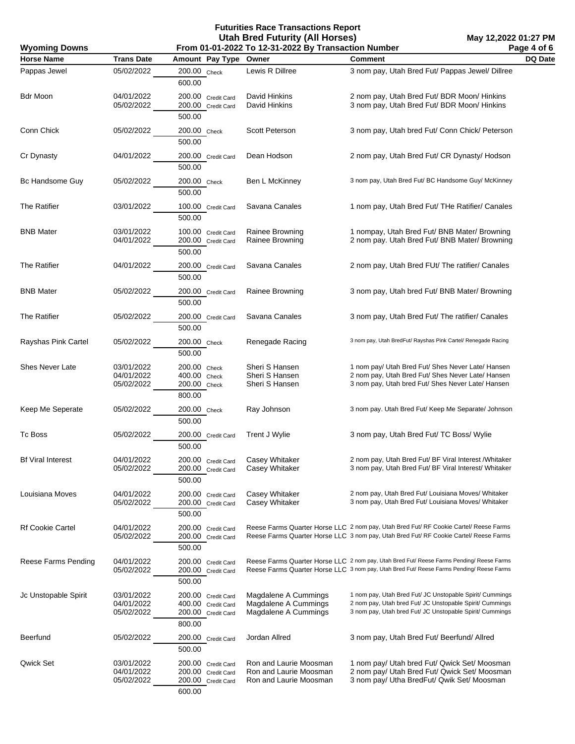# Futurities Race Transactions Report

## Utah Bred Futurity (All Horses)

**Wyoming Downs** — From 01-01-2022 To 12-31-2022 By Transaction Number — May 12,2022 01:27 PM

| Horse Name | Trans Date | Amount | Pay Type | Owner | Comment | DQ Date |
|---|---|---|---|---|---|---|
| Pappas Jewel | 05/02/2022 | 200.00 | Check | Lewis R Dillree | 3 nom pay, Utah Bred Fut/ Pappas Jewel/ Dillree | |
| | | 600.00 | | | | |
| Bdr Moon | 04/01/2022 | 200.00 | Credit Card | David Hinkins | 2 nom pay, Utah Bred Fut/ BDR Moon/ Hinkins | |
| | 05/02/2022 | 200.00 | Credit Card | David Hinkins | 3 nom pay, Utah Bred Fut/ BDR Moon/ Hinkins | |
| | | 500.00 | | | | |
| Conn Chick | 05/02/2022 | 200.00 | Check | Scott Peterson | 3 nom pay, Utah bred Fut/ Conn Chick/ Peterson | |
| | | 500.00 | | | | |
| Cr Dynasty | 04/01/2022 | 200.00 | Credit Card | Dean Hodson | 2 nom pay, Utah Bred Fut/ CR Dynasty/ Hodson | |
| | | 500.00 | | | | |
| Bc Handsome Guy | 05/02/2022 | 200.00 | Check | Ben L McKinney | 3 nom pay, Utah Bred Fut/ BC Handsome Guy/ McKinney | |
| | | 500.00 | | | | |
| The Ratifier | 03/01/2022 | 100.00 | Credit Card | Savana Canales | 1 nom pay, Utah Bred Fut/ THe Ratifier/ Canales | |
| | | 500.00 | | | | |
| BNB Mater | 03/01/2022 | 100.00 | Credit Card | Rainee Browning | 1 nompay, Utah Bred Fut/ BNB Mater/ Browning | |
| | 04/01/2022 | 200.00 | Credit Card | Rainee Browning | 2 nom pay. Utah Bred Fut/ BNB Mater/ Browning | |
| | | 500.00 | | | | |
| The Ratifier | 04/01/2022 | 200.00 | Credit Card | Savana Canales | 2 nom pay, Utah Bred FUt/ The ratifier/ Canales | |
| | | 500.00 | | | | |
| BNB Mater | 05/02/2022 | 200.00 | Credit Card | Rainee Browning | 3 nom pay, Utah bred Fut/ BNB Mater/ Browning | |
| | | 500.00 | | | | |
| The Ratifier | 05/02/2022 | 200.00 | Credit Card | Savana Canales | 3 nom pay, Utah Bred Fut/ The ratifier/ Canales | |
| | | 500.00 | | | | |
| Rayshas Pink Cartel | 05/02/2022 | 200.00 | Check | Renegade Racing | 3 nom pay, Utah BredFut/ Rayshas Pink Cartel/ Renegade Racing | |
| | | 500.00 | | | | |
| Shes Never Late | 03/01/2022 | 200.00 | Check | Sheri S Hansen | 1 nom pay/ Utah Bred Fut/ Shes Never Late/ Hansen | |
| | 04/01/2022 | 400.00 | Check | Sheri S Hansen | 2 nom pay, Utah Bred Fut/ Shes Never Late/ Hansen | |
| | 05/02/2022 | 200.00 | Check | Sheri S Hansen | 3 nom pay, Utah bred Fut/ Shes Never Late/ Hansen | |
| | | 800.00 | | | | |
| Keep Me Seperate | 05/02/2022 | 200.00 | Check | Ray Johnson | 3 nom pay. Utah Bred Fut/ Keep Me Separate/ Johnson | |
| | | 500.00 | | | | |
| Tc Boss | 05/02/2022 | 200.00 | Credit Card | Trent J Wylie | 3 nom pay, Utah Bred Fut/ TC Boss/ Wylie | |
| | | 500.00 | | | | |
| Bf Viral Interest | 04/01/2022 | 200.00 | Credit Card | Casey Whitaker | 2 nom pay, Utah Bred Fut/ BF Viral Interest /Whitaker | |
| | 05/02/2022 | 200.00 | Credit Card | Casey Whitaker | 3 nom pay, Utah Bred Fut/ BF Viral Interest/ Whitaker | |
| | | 500.00 | | | | |
| Louisiana Moves | 04/01/2022 | 200.00 | Credit Card | Casey Whitaker | 2 nom pay, Utah Bred Fut/ Louisiana Moves/ Whitaker | |
| | 05/02/2022 | 200.00 | Credit Card | Casey Whitaker | 3 nom pay, Utah Bred Fut/ Louisiana Moves/ Whitaker | |
| | | 500.00 | | | | |
| Rf Cookie Cartel | 04/01/2022 | 200.00 | Credit Card | Reese Farms Quarter Horse LLC | 2 nom pay, Utah Bred Fut/ RF Cookie Cartel/ Reese Farms | |
| | 05/02/2022 | 200.00 | Credit Card | Reese Farms Quarter Horse LLC | 3 nom pay, Utah Bred Fut/ RF Cookie Cartel/ Reese Farms | |
| | | 500.00 | | | | |
| Reese Farms Pending | 04/01/2022 | 200.00 | Credit Card | Reese Farms Quarter Horse LLC | 2 nom pay, Utah Bred Fut/ Reese Farms Pending/ Reese Farms | |
| | 05/02/2022 | 200.00 | Credit Card | Reese Farms Quarter Horse LLC | 3 nom pay, Utah Bred Fut/ Reese Farms Pending/ Reese Farms | |
| | | 500.00 | | | | |
| Jc Unstopable Spirit | 03/01/2022 | 200.00 | Credit Card | Magdalene A Cummings | 1 nom pay, Utah Bred Fut/ JC Unstopable Spirit/ Cummings | |
| | 04/01/2022 | 400.00 | Credit Card | Magdalene A Cummings | 2 nom pay, Utah bred Fut/ JC Unstopable Spirit/ Cummings | |
| | 05/02/2022 | 200.00 | Credit Card | Magdalene A Cummings | 3 nom pay, Utah bred Fut/ JC Unstopable Spirit/ Cummings | |
| | | 800.00 | | | | |
| Beerfund | 05/02/2022 | 200.00 | Credit Card | Jordan Allred | 3 nom pay, Utah Bred Fut/ Beerfund/ Allred | |
| | | 500.00 | | | | |
| Qwick Set | 03/01/2022 | 200.00 | Credit Card | Ron and Laurie Moosman | 1 nom pay/ Utah bred Fut/ Qwick Set/ Moosman | |
| | 04/01/2022 | 200.00 | Credit Card | Ron and Laurie Moosman | 2 nom pay/ Utah Bred Fut/ Qwick Set/ Moosman | |
| | 05/02/2022 | 200.00 | Credit Card | Ron and Laurie Moosman | 3 nom pay/ Utha BredFut/ Qwik Set/ Moosman | |
| | | 600.00 | | | | |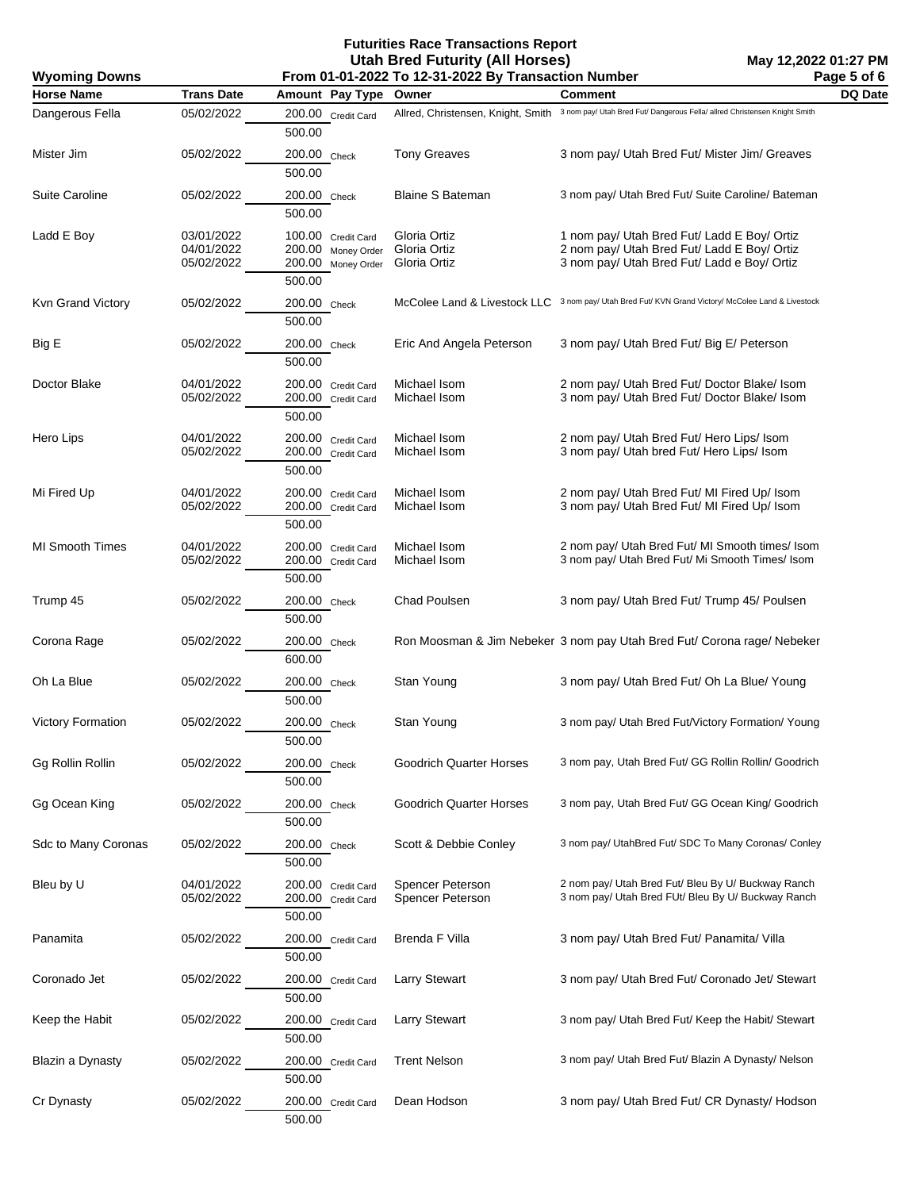# Futurities Race Transactions Report

## Utah Bred Futurity (All Horses)

**Wyoming Downs** — From 01-01-2022 To 12-31-2022 By Transaction Number — May 12,2022 01:27 PM

| Horse Name | Trans Date | Amount | Pay Type | Owner | Comment | DQ Date |
|---|---|---|---|---|---|---|
| Dangerous Fella | 05/02/2022 | 200.00 | Credit Card | Allred, Christensen, Knight, Smith | 3 nom pay/ Utah Bred Fut/ Dangerous Fella/ allred Christensen Knight Smith | |
| | | 500.00 | | | | |
| Mister Jim | 05/02/2022 | 200.00 | Check | Tony Greaves | 3 nom pay/ Utah Bred Fut/ Mister Jim/ Greaves | |
| | | 500.00 | | | | |
| Suite Caroline | 05/02/2022 | 200.00 | Check | Blaine S Bateman | 3 nom pay/ Utah Bred Fut/ Suite Caroline/ Bateman | |
| | | 500.00 | | | | |
| Ladd E Boy | 03/01/2022 | 100.00 | Credit Card | Gloria Ortiz | 1 nom pay/ Utah Bred Fut/ Ladd E Boy/ Ortiz | |
| | 04/01/2022 | 200.00 | Money Order | Gloria Ortiz | 2 nom pay/ Utah Bred Fut/ Ladd E Boy/ Ortiz | |
| | 05/02/2022 | 200.00 | Money Order | Gloria Ortiz | 3 nom pay/ Utah Bred Fut/ Ladd e Boy/ Ortiz | |
| | | 500.00 | | | | |
| Kvn Grand Victory | 05/02/2022 | 200.00 | Check | McColee Land & Livestock LLC | 3 nom pay/ Utah Bred Fut/ KVN Grand Victory/ McColee Land & Livestock | |
| | | 500.00 | | | | |
| Big E | 05/02/2022 | 200.00 | Check | Eric And Angela Peterson | 3 nom pay/ Utah Bred Fut/ Big E/ Peterson | |
| | | 500.00 | | | | |
| Doctor Blake | 04/01/2022 | 200.00 | Credit Card | Michael Isom | 2 nom pay/ Utah Bred Fut/ Doctor Blake/ Isom | |
| | 05/02/2022 | 200.00 | Credit Card | Michael Isom | 3 nom pay/ Utah Bred Fut/ Doctor Blake/ Isom | |
| | | 500.00 | | | | |
| Hero Lips | 04/01/2022 | 200.00 | Credit Card | Michael Isom | 2 nom pay/ Utah Bred Fut/ Hero Lips/ Isom | |
| | 05/02/2022 | 200.00 | Credit Card | Michael Isom | 3 nom pay/ Utah bred Fut/ Hero Lips/ Isom | |
| | | 500.00 | | | | |
| Mi Fired Up | 04/01/2022 | 200.00 | Credit Card | Michael Isom | 2 nom pay/ Utah Bred Fut/ MI Fired Up/ Isom | |
| | 05/02/2022 | 200.00 | Credit Card | Michael Isom | 3 nom pay/ Utah Bred Fut/ MI Fired Up/ Isom | |
| | | 500.00 | | | | |
| MI Smooth Times | 04/01/2022 | 200.00 | Credit Card | Michael Isom | 2 nom pay/ Utah Bred Fut/ MI Smooth times/ Isom | |
| | 05/02/2022 | 200.00 | Credit Card | Michael Isom | 3 nom pay/ Utah Bred Fut/ Mi Smooth Times/ Isom | |
| | | 500.00 | | | | |
| Trump 45 | 05/02/2022 | 200.00 | Check | Chad Poulsen | 3 nom pay/ Utah Bred Fut/ Trump 45/ Poulsen | |
| | | 500.00 | | | | |
| Corona Rage | 05/02/2022 | 200.00 | Check | Ron Moosman & Jim Nebeker | 3 nom pay Utah Bred Fut/ Corona rage/ Nebeker | |
| | | 600.00 | | | | |
| Oh La Blue | 05/02/2022 | 200.00 | Check | Stan Young | 3 nom pay/ Utah Bred Fut/ Oh La Blue/ Young | |
| | | 500.00 | | | | |
| Victory Formation | 05/02/2022 | 200.00 | Check | Stan Young | 3 nom pay/ Utah Bred Fut/Victory Formation/ Young | |
| | | 500.00 | | | | |
| Gg Rollin Rollin | 05/02/2022 | 200.00 | Check | Goodrich Quarter Horses | 3 nom pay, Utah Bred Fut/ GG Rollin Rollin/ Goodrich | |
| | | 500.00 | | | | |
| Gg Ocean King | 05/02/2022 | 200.00 | Check | Goodrich Quarter Horses | 3 nom pay, Utah Bred Fut/ GG Ocean King/ Goodrich | |
| | | 500.00 | | | | |
| Sdc to Many Coronas | 05/02/2022 | 200.00 | Check | Scott & Debbie Conley | 3 nom pay/ UtahBred Fut/ SDC To Many Coronas/ Conley | |
| | | 500.00 | | | | |
| Bleu by U | 04/01/2022 | 200.00 | Credit Card | Spencer Peterson | 2 nom pay/ Utah Bred Fut/ Bleu By U/ Buckway Ranch | |
| | 05/02/2022 | 200.00 | Credit Card | Spencer Peterson | 3 nom pay/ Utah Bred FUt/ Bleu By U/ Buckway Ranch | |
| | | 500.00 | | | | |
| Panamita | 05/02/2022 | 200.00 | Credit Card | Brenda F Villa | 3 nom pay/ Utah Bred Fut/ Panamita/ Villa | |
| | | 500.00 | | | | |
| Coronado Jet | 05/02/2022 | 200.00 | Credit Card | Larry Stewart | 3 nom pay/ Utah Bred Fut/ Coronado Jet/ Stewart | |
| | | 500.00 | | | | |
| Keep the Habit | 05/02/2022 | 200.00 | Credit Card | Larry Stewart | 3 nom pay/ Utah Bred Fut/ Keep the Habit/ Stewart | |
| | | 500.00 | | | | |
| Blazin a Dynasty | 05/02/2022 | 200.00 | Credit Card | Trent Nelson | 3 nom pay/ Utah Bred Fut/ Blazin A Dynasty/ Nelson | |
| | | 500.00 | | | | |
| Cr Dynasty | 05/02/2022 | 200.00 | Credit Card | Dean Hodson | 3 nom pay/ Utah Bred Fut/ CR Dynasty/ Hodson | |
| | | 500.00 | | | | |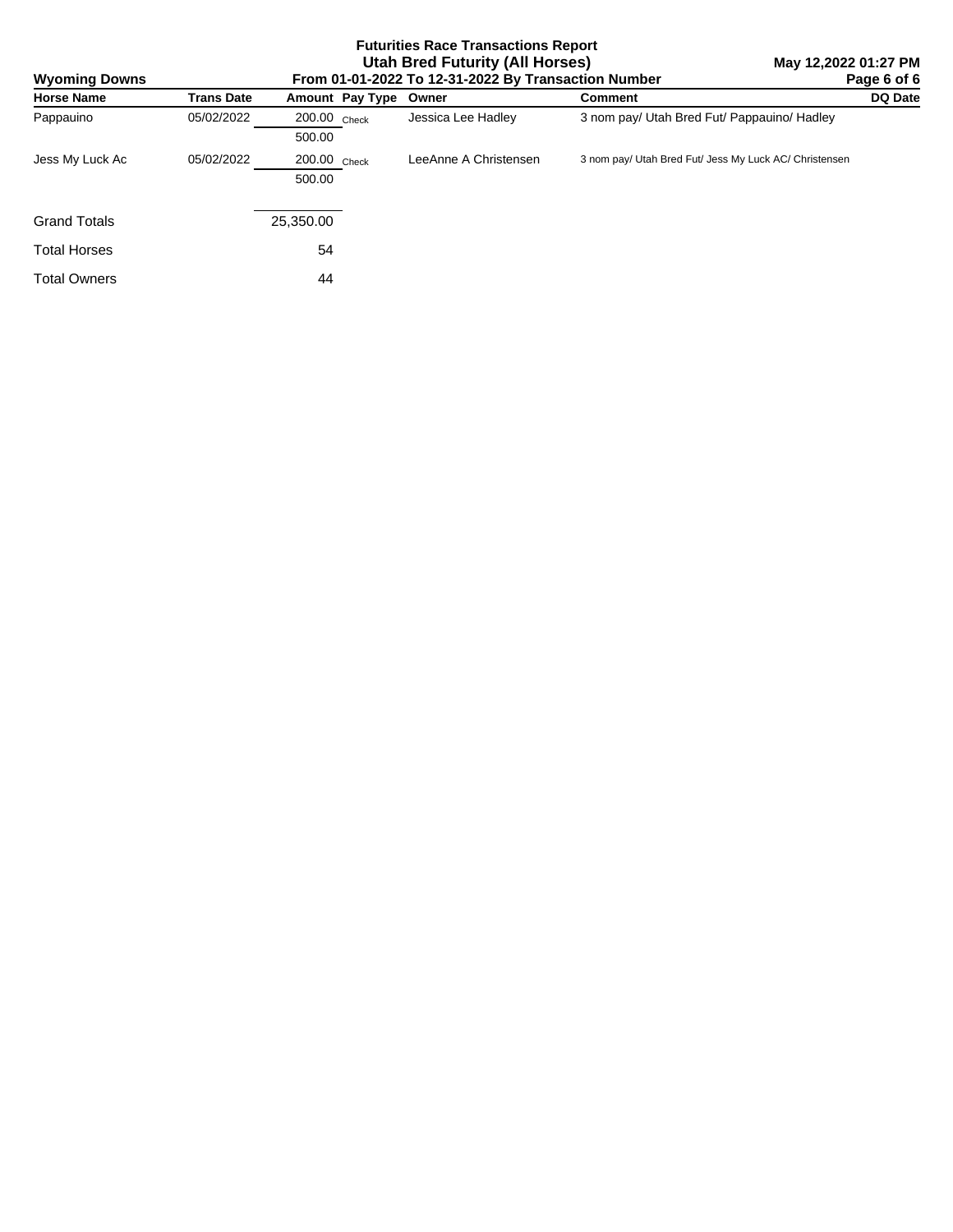| Horse Name | Trans Date | Amount | Pay Type | Owner | Comment | DQ Date |
|---|---|---|---|---|---|---|
| Pappauino | 05/02/2022 | 200.00 | Check | Jessica Lee Hadley | 3 nom pay/ Utah Bred Fut/ Pappauino/ Hadley | |
| | | 500.00 | | | | |
| Jess My Luck Ac | 05/02/2022 | 200.00 | Check | LeeAnne A Christensen | 3 nom pay/ Utah Bred Fut/ Jess My Luck AC/ Christensen | |
| | | 500.00 | | | | |
| Grand Totals | | 25,350.00 | | | | |
| Total Horses | | 54 | | | | |
| Total Owners | | 44 | | | | |